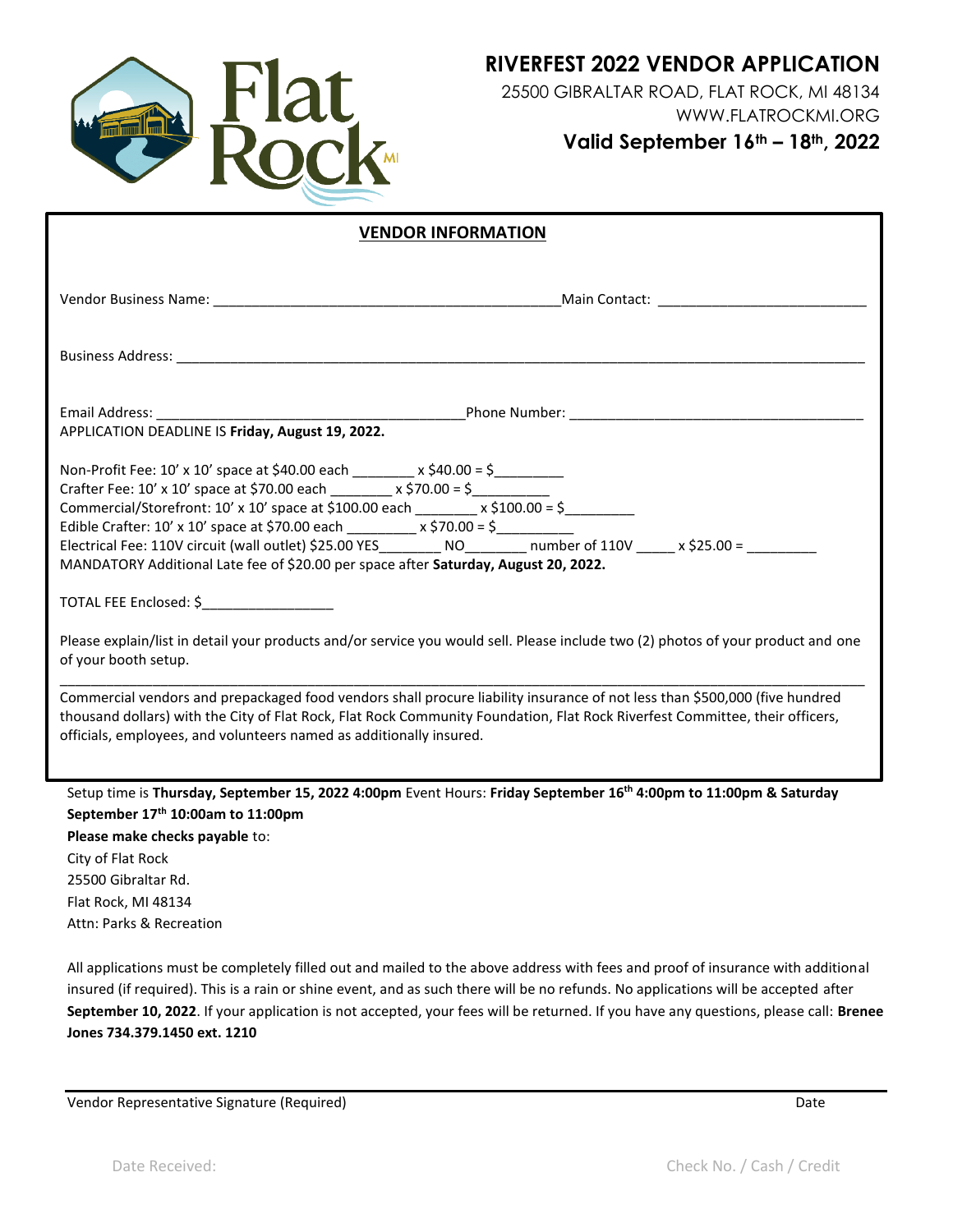# RIVERFEST 2022 VENDOR APPLICATION

25500 GIBRALTAR ROAD, FLAT ROCK, MI 48134

WWW.FLATROCKMI.ORG

**Valid September 16th – 18th, 2022**

## VENDOR INFORMATION

Vendor Business Name: ______________________________________________Main Contact: ___________________________

Business Address: ___________________________________________________________________________________________

Email Address: ________________________________________Phone Number: ______________________________________

APPLICATION DEADLINE IS **Friday, August 19, 2022.**

Non-Profit Fee: 10' x 10' space at $40.00 each ________ x $40.00 = $_________

Crafter Fee: 10' x 10' space at $70.00 each ________ x $70.00 = $__________

Commercial/Storefront: 10' x 10' space at $100.00 each ________ x $100.00 = $_________

Edible Crafter: 10' x 10' space at $70.00 each _________ x $70.00 = $__________

Electrical Fee: 110V circuit (wall outlet) $25.00 YES________ NO________ number of 110V _____ x $25.00 = _________

MANDATORY Additional Late fee of $20.00 per space after **Saturday, August 20, 2022.**

TOTAL FEE Enclosed: $_________________

Please explain/list in detail your products and/or service you would sell. Please include two (2) photos of your product and one of your booth setup.

_______________________________________________________________________________________________________

Commercial vendors and prepackaged food vendors shall procure liability insurance of not less than $500,000 (five hundred thousand dollars) with the City of Flat Rock, Flat Rock Community Foundation, Flat Rock Riverfest Committee, their officers, officials, employees, and volunteers named as additionally insured.

Setup time is **Thursday, September 15, 2022 4:00pm** Event Hours: **Friday September 16th 4:00pm to 11:00pm & Saturday September 17th 10:00am to 11:00pm**

**Please make checks payable** to:

City of Flat Rock
25500 Gibraltar Rd.
Flat Rock, MI 48134
Attn: Parks & Recreation

All applications must be completely filled out and mailed to the above address with fees and proof of insurance with additional insured (if required). This is a rain or shine event, and as such there will be no refunds. No applications will be accepted after **September 10, 2022**. If your application is not accepted, your fees will be returned. If you have any questions, please call: **Brenee Jones 734.379.1450 ext. 1210**

_______________________________________________________________________________________________________

Vendor Representative Signature (Required) Date

Date Received: Check No. / Cash / Credit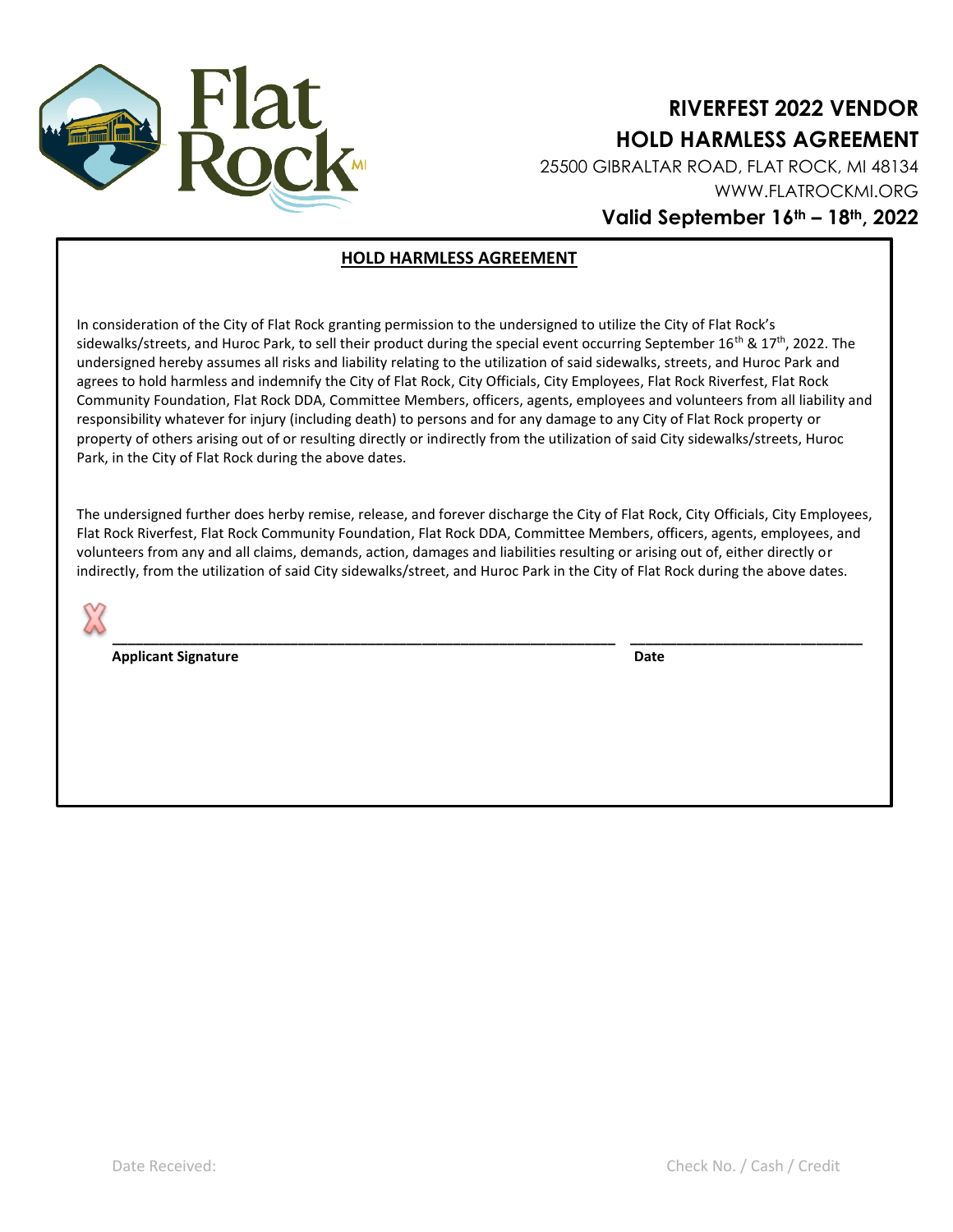# RIVERFEST 2022 VENDOR HOLD HARMLESS AGREEMENT

25500 GIBRALTAR ROAD, FLAT ROCK, MI 48134

WWW.FLATROCKMI.ORG

**Valid September 16th – 18th, 2022**

## HOLD HARMLESS AGREEMENT

In consideration of the City of Flat Rock granting permission to the undersigned to utilize the City of Flat Rock's sidewalks/streets, and Huroc Park, to sell their product during the special event occurring September 16th & 17th, 2022. The undersigned hereby assumes all risks and liability relating to the utilization of said sidewalks, streets, and Huroc Park and agrees to hold harmless and indemnify the City of Flat Rock, City Officials, City Employees, Flat Rock Riverfest, Flat Rock Community Foundation, Flat Rock DDA, Committee Members, officers, agents, employees and volunteers from all liability and responsibility whatever for injury (including death) to persons and for any damage to any City of Flat Rock property or property of others arising out of or resulting directly or indirectly from the utilization of said City sidewalks/streets, Huroc Park, in the City of Flat Rock during the above dates.

The undersigned further does herby remise, release, and forever discharge the City of Flat Rock, City Officials, City Employees, Flat Rock Riverfest, Flat Rock Community Foundation, Flat Rock DDA, Committee Members, officers, agents, employees, and volunteers from any and all claims, demands, action, damages and liabilities resulting or arising out of, either directly or indirectly, from the utilization of said City sidewalks/street, and Huroc Park in the City of Flat Rock during the above dates.

X ______________________________________________ ____________________

**Applicant Signature** **Date**

Date Received:

Check No. / Cash / Credit